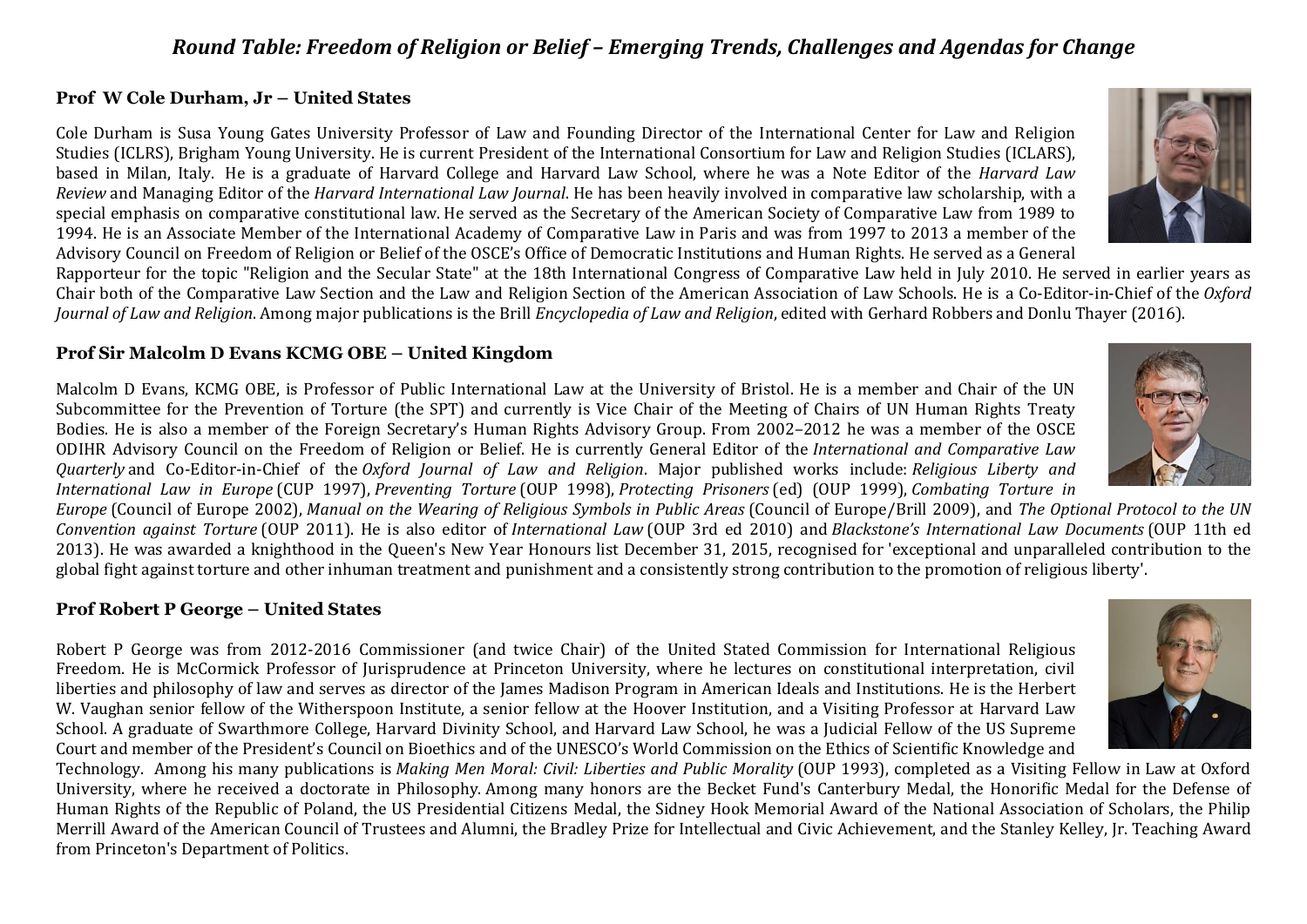# *Round Table: Freedom of Religion or Belief – Emerging Trends, Challenges and Agendas for Change*

### Prof W Cole Durham, Jr – United States

Cole Durham is Susa Young Gates University Professor of Law and Founding Director of the International Center for Law and Religion Studies (ICLRS), Brigham Young University. He is current President of the International Consortium for Law and Religion Studies (ICLARS), based in Milan, Italy. He is a graduate of Harvard College and Harvard Law School, where he was a Note Editor of the *Harvard Law Review* and Managing Editor of the *Harvard International Law Journal*. He has been heavily involved in comparative law scholarship, with a special emphasis on comparative constitutional law. He served as the Secretary of the American Society of Comparative Law from 1989 to 1994. He is an Associate Member of the International Academy of Comparative Law in Paris and was from 1997 to 2013 a member of the Advisory Council on Freedom of Religion or Belief of the OSCE's Office of Democratic Institutions and Human Rights. He served as a General Rapporteur for the topic "Religion and the Secular State" at the 18th International Congress of Comparative Law held in July 2010. He served in earlier years as Chair both of the Comparative Law Section and the Law and Religion Section of the American Association of Law Schools. He is a Co-Editor-in-Chief of the *Oxford Journal of Law and Religion*. Among major publications is the Brill *Encyclopedia of Law and Religion*, edited with Gerhard Robbers and Donlu Thayer (2016).

### Prof Sir Malcolm D Evans KCMG OBE – United Kingdom

Malcolm D Evans, KCMG OBE, is Professor of Public International Law at the University of Bristol. He is a member and Chair of the UN Subcommittee for the Prevention of Torture (the SPT) and currently is Vice Chair of the Meeting of Chairs of UN Human Rights Treaty Bodies. He is also a member of the Foreign Secretary's Human Rights Advisory Group. From 2002–2012 he was a member of the OSCE ODIHR Advisory Council on the Freedom of Religion or Belief. He is currently General Editor of the *International and Comparative Law Quarterly* and Co-Editor-in-Chief of the *Oxford Journal of Law and Religion*. Major published works include: *Religious Liberty and International Law in Europe* (CUP 1997), *Preventing Torture* (OUP 1998), *Protecting Prisoners* (ed) (OUP 1999), *Combating Torture in Europe* (Council of Europe 2002), *Manual on the Wearing of Religious Symbols in Public Areas* (Council of Europe/Brill 2009), and *The Optional Protocol to the UN Convention against Torture* (OUP 2011). He is also editor of *International Law* (OUP 3rd ed 2010) and *Blackstone's International Law Documents* (OUP 11th ed 2013). He was awarded a knighthood in the Queen's New Year Honours list December 31, 2015, recognised for 'exceptional and unparalleled contribution to the global fight against torture and other inhuman treatment and punishment and a consistently strong contribution to the promotion of religious liberty'.

### Prof Robert P George – United States

Robert P George was from 2012-2016 Commissioner (and twice Chair) of the United Stated Commission for International Religious Freedom. He is McCormick Professor of Jurisprudence at Princeton University, where he lectures on constitutional interpretation, civil liberties and philosophy of law and serves as director of the James Madison Program in American Ideals and Institutions. He is the Herbert W. Vaughan senior fellow of the Witherspoon Institute, a senior fellow at the Hoover Institution, and a Visiting Professor at Harvard Law School. A graduate of Swarthmore College, Harvard Divinity School, and Harvard Law School, he was a Judicial Fellow of the US Supreme Court and member of the President's Council on Bioethics and of the UNESCO's World Commission on the Ethics of Scientific Knowledge and Technology. Among his many publications is *Making Men Moral: Civil: Liberties and Public Morality* (OUP 1993), completed as a Visiting Fellow in Law at Oxford University, where he received a doctorate in Philosophy. Among many honors are the Becket Fund's Canterbury Medal, the Honorific Medal for the Defense of Human Rights of the Republic of Poland, the US Presidential Citizens Medal, the Sidney Hook Memorial Award of the National Association of Scholars, the Philip Merrill Award of the American Council of Trustees and Alumni, the Bradley Prize for Intellectual and Civic Achievement, and the Stanley Kelley, Jr. Teaching Award from Princeton's Department of Politics.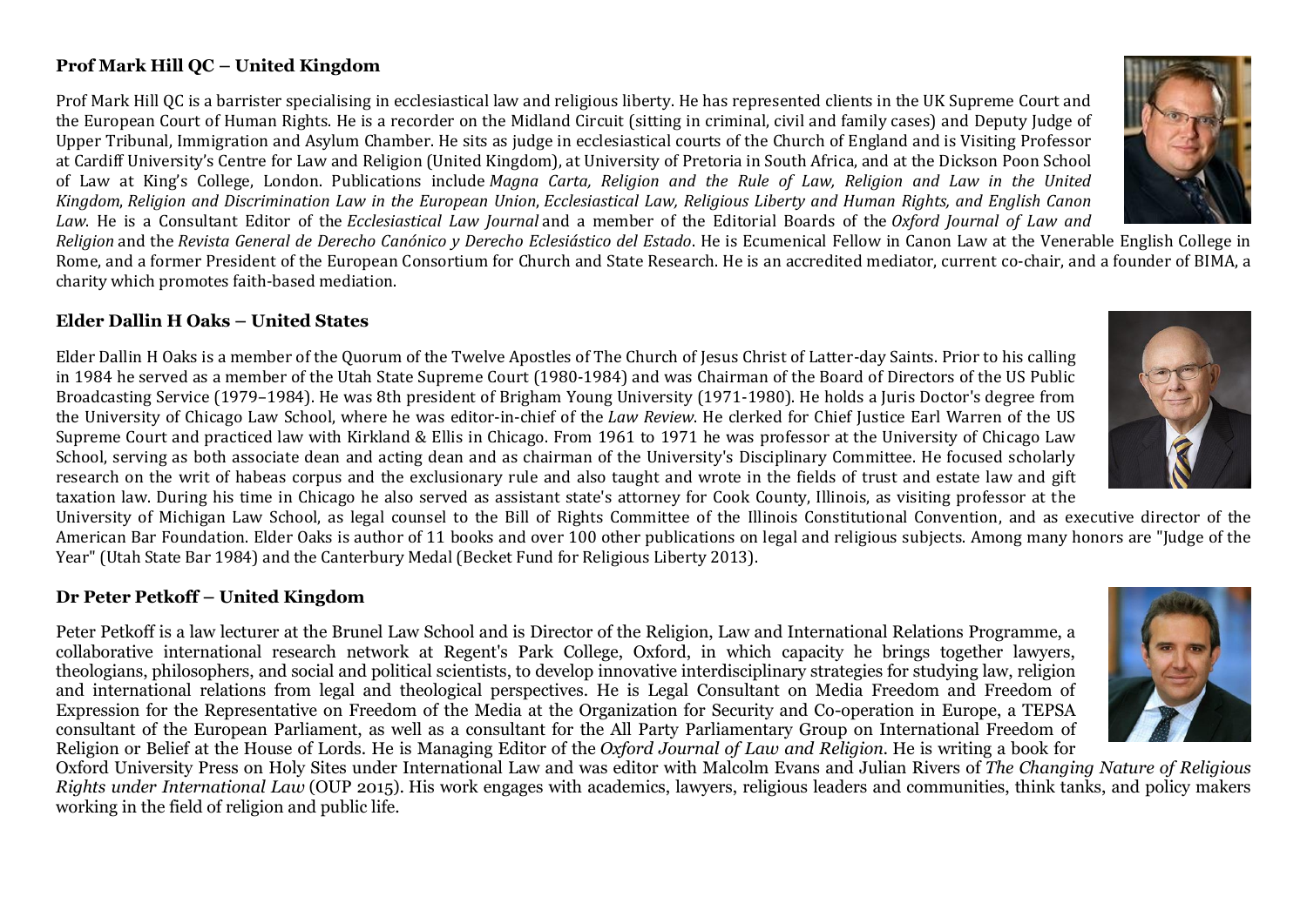### Prof Mark Hill QC – United Kingdom

Prof Mark Hill QC is a barrister specialising in ecclesiastical law and religious liberty. He has represented clients in the UK Supreme Court and the European Court of Human Rights. He is a recorder on the Midland Circuit (sitting in criminal, civil and family cases) and Deputy Judge of Upper Tribunal, Immigration and Asylum Chamber. He sits as judge in ecclesiastical courts of the Church of England and is Visiting Professor at Cardiff University's Centre for Law and Religion (United Kingdom), at University of Pretoria in South Africa, and at the Dickson Poon School of Law at King's College, London. Publications include *Magna Carta, Religion and the Rule of Law, Religion and Law in the United Kingdom*, *Religion and Discrimination Law in the European Union*, *Ecclesiastical Law, Religious Liberty and Human Rights, and English Canon Law*. He is a Consultant Editor of the *Ecclesiastical Law Journal* and a member of the Editorial Boards of the *Oxford Journal of Law and Religion* and the *Revista General de Derecho Canónico y Derecho Eclesiástico del Estado*. He is Ecumenical Fellow in Canon Law at the Venerable English College in Rome, and a former President of the European Consortium for Church and State Research. He is an accredited mediator, current co-chair, and a founder of BIMA, a charity which promotes faith-based mediation.

### Elder Dallin H Oaks – United States

Elder Dallin H Oaks is a member of the Quorum of the Twelve Apostles of The Church of Jesus Christ of Latter-day Saints. Prior to his calling in 1984 he served as a member of the Utah State Supreme Court (1980-1984) and was Chairman of the Board of Directors of the US Public Broadcasting Service (1979–1984). He was 8th president of Brigham Young University (1971-1980). He holds a Juris Doctor's degree from the University of Chicago Law School, where he was editor-in-chief of the *Law Review*. He clerked for Chief Justice Earl Warren of the US Supreme Court and practiced law with Kirkland & Ellis in Chicago. From 1961 to 1971 he was professor at the University of Chicago Law School, serving as both associate dean and acting dean and as chairman of the University's Disciplinary Committee. He focused scholarly research on the writ of habeas corpus and the exclusionary rule and also taught and wrote in the fields of trust and estate law and gift taxation law. During his time in Chicago he also served as assistant state's attorney for Cook County, Illinois, as visiting professor at the University of Michigan Law School, as legal counsel to the Bill of Rights Committee of the Illinois Constitutional Convention, and as executive director of the American Bar Foundation. Elder Oaks is author of 11 books and over 100 other publications on legal and religious subjects. Among many honors are "Judge of the Year" (Utah State Bar 1984) and the Canterbury Medal (Becket Fund for Religious Liberty 2013).

### Dr Peter Petkoff – United Kingdom

Peter Petkoff is a law lecturer at the Brunel Law School and is Director of the Religion, Law and International Relations Programme, a collaborative international research network at Regent's Park College, Oxford, in which capacity he brings together lawyers, theologians, philosophers, and social and political scientists, to develop innovative interdisciplinary strategies for studying law, religion and international relations from legal and theological perspectives. He is Legal Consultant on Media Freedom and Freedom of Expression for the Representative on Freedom of the Media at the Organization for Security and Co-operation in Europe, a TEPSA consultant of the European Parliament, as well as a consultant for the All Party Parliamentary Group on International Freedom of Religion or Belief at the House of Lords. He is Managing Editor of the *Oxford Journal of Law and Religion*. He is writing a book for Oxford University Press on Holy Sites under International Law and was editor with Malcolm Evans and Julian Rivers of *The Changing Nature of Religious Rights under International Law* (OUP 2015). His work engages with academics, lawyers, religious leaders and communities, think tanks, and policy makers working in the field of religion and public life.